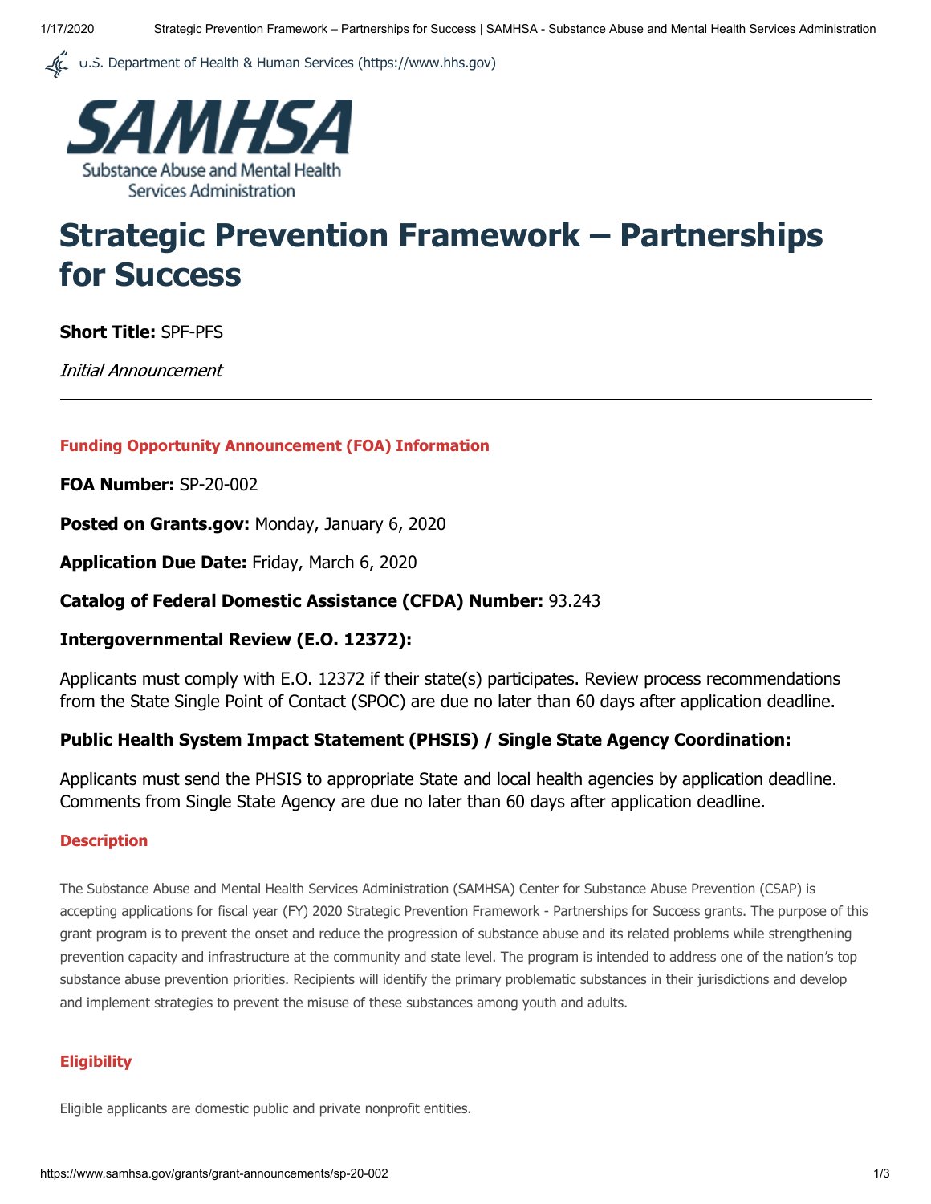U.S. Department of Health & Human Services (https://www.hhs.gov)

SAMHSA

Substance Abuse and Mental Health Services Administration

# Strategic Prevention Framework – Partnerships for Success

**Short Title:** SPF-PFS

*Initial Announcement*

---

## Funding Opportunity Announcement (FOA) Information

**FOA Number:** SP-20-002

**Posted on Grants.gov:** Monday, January 6, 2020

**Application Due Date:** Friday, March 6, 2020

**Catalog of Federal Domestic Assistance (CFDA) Number:** 93.243

**Intergovernmental Review (E.O. 12372):**

Applicants must comply with E.O. 12372 if their state(s) participates. Review process recommendations from the State Single Point of Contact (SPOC) are due no later than 60 days after application deadline.

**Public Health System Impact Statement (PHSIS) / Single State Agency Coordination:**

Applicants must send the PHSIS to appropriate State and local health agencies by application deadline. Comments from Single State Agency are due no later than 60 days after application deadline.

## Description

The Substance Abuse and Mental Health Services Administration (SAMHSA) Center for Substance Abuse Prevention (CSAP) is accepting applications for fiscal year (FY) 2020 Strategic Prevention Framework - Partnerships for Success grants. The purpose of this grant program is to prevent the onset and reduce the progression of substance abuse and its related problems while strengthening prevention capacity and infrastructure at the community and state level. The program is intended to address one of the nation's top substance abuse prevention priorities. Recipients will identify the primary problematic substances in their jurisdictions and develop and implement strategies to prevent the misuse of these substances among youth and adults.

## Eligibility

Eligible applicants are domestic public and private nonprofit entities.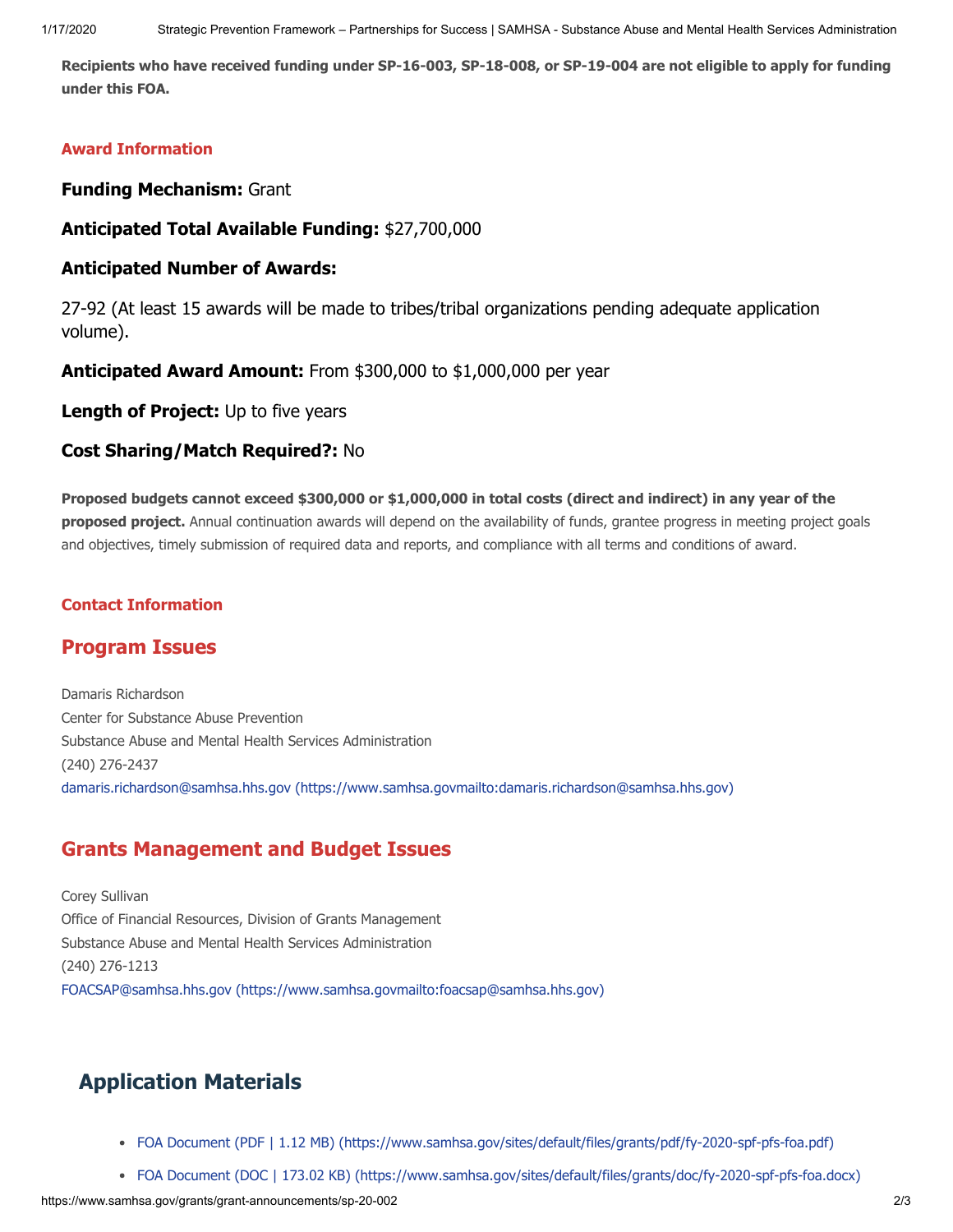**Recipients who have received funding under SP-16-003, SP-18-008, or SP-19-004 are not eligible to apply for funding under this FOA.**

### Award Information

**Funding Mechanism:** Grant

**Anticipated Total Available Funding:** $27,700,000

**Anticipated Number of Awards:**

27-92 (At least 15 awards will be made to tribes/tribal organizations pending adequate application volume).

**Anticipated Award Amount:** From $300,000 to $1,000,000 per year

**Length of Project:** Up to five years

**Cost Sharing/Match Required?:** No

**Proposed budgets cannot exceed $300,000 or $1,000,000 in total costs (direct and indirect) in any year of the proposed project.** Annual continuation awards will depend on the availability of funds, grantee progress in meeting project goals and objectives, timely submission of required data and reports, and compliance with all terms and conditions of award.

### Contact Information

## Program Issues

Damaris Richardson
Center for Substance Abuse Prevention
Substance Abuse and Mental Health Services Administration
(240) 276-2437
damaris.richardson@samhsa.hhs.gov (https://www.samhsa.govmailto:damaris.richardson@samhsa.hhs.gov)

## Grants Management and Budget Issues

Corey Sullivan
Office of Financial Resources, Division of Grants Management
Substance Abuse and Mental Health Services Administration
(240) 276-1213
FOACSAP@samhsa.hhs.gov (https://www.samhsa.govmailto:foacsap@samhsa.hhs.gov)

## Application Materials

- FOA Document (PDF | 1.12 MB) (https://www.samhsa.gov/sites/default/files/grants/pdf/fy-2020-spf-pfs-foa.pdf)
- FOA Document (DOC | 173.02 KB) (https://www.samhsa.gov/sites/default/files/grants/doc/fy-2020-spf-pfs-foa.docx)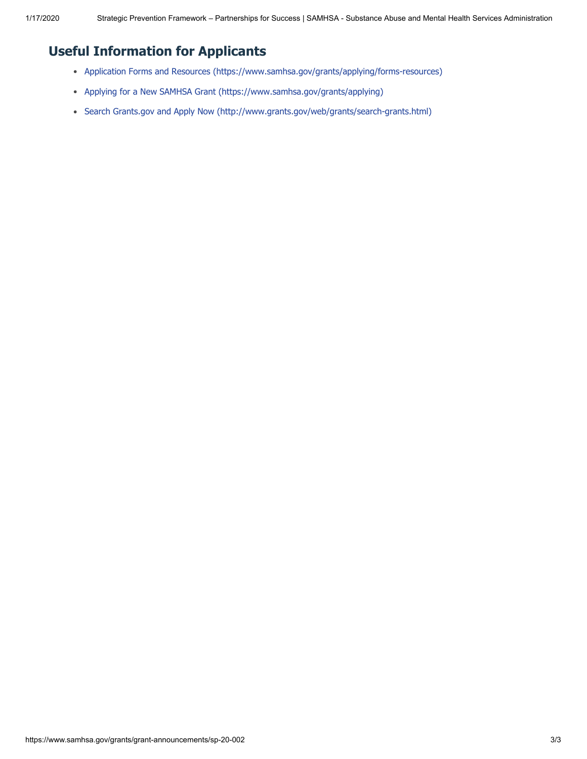## Useful Information for Applicants

- Application Forms and Resources (https://www.samhsa.gov/grants/applying/forms-resources)
- Applying for a New SAMHSA Grant (https://www.samhsa.gov/grants/applying)
- Search Grants.gov and Apply Now (http://www.grants.gov/web/grants/search-grants.html)